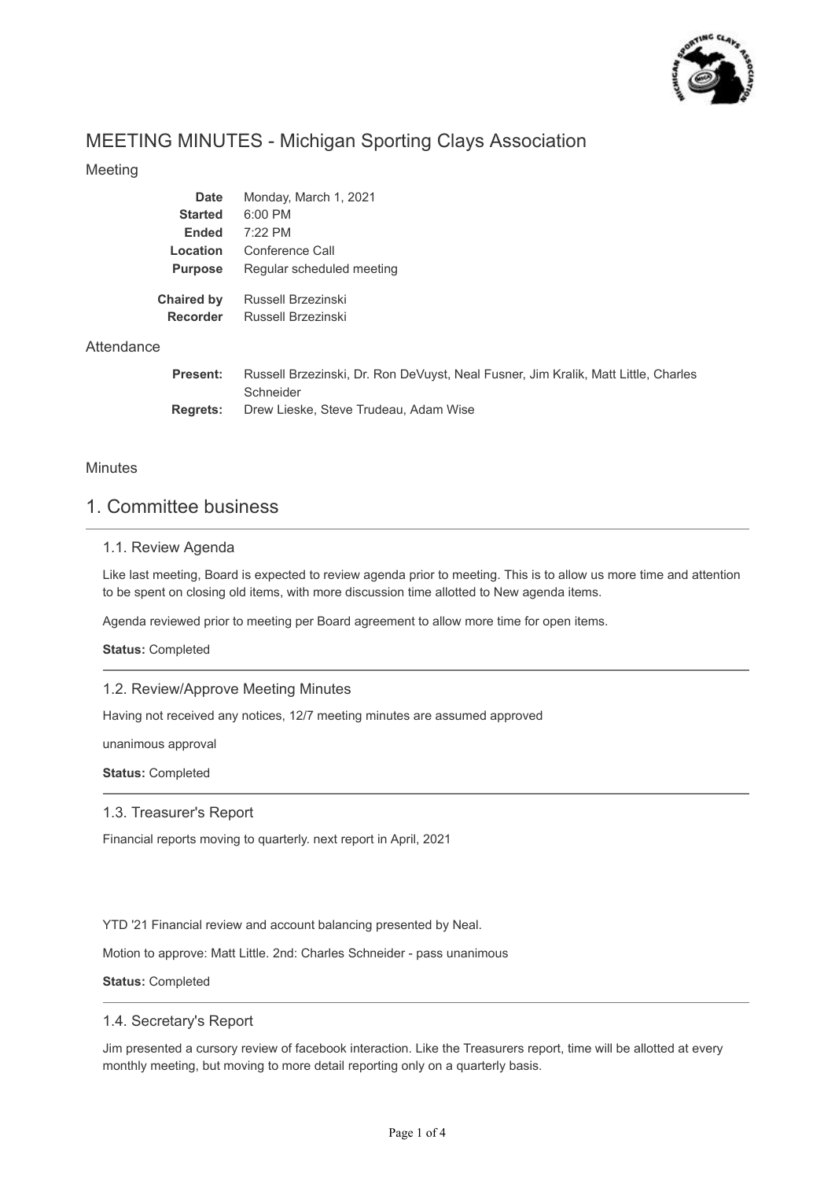# MEETING MINUTES - Michigan Sporting Clays Association

Meeting

| | |
|---|---|
| **Date** | Monday, March 1, 2021 |
| **Started** | 6:00 PM |
| **Ended** | 7:22 PM |
| **Location** | Conference Call |
| **Purpose** | Regular scheduled meeting |
| **Chaired by** | Russell Brzezinski |
| **Recorder** | Russell Brzezinski |

Attendance

| | |
|---|---|
| **Present:** | Russell Brzezinski, Dr. Ron DeVuyst, Neal Fusner, Jim Kralik, Matt Little, Charles Schneider |
| **Regrets:** | Drew Lieske, Steve Trudeau, Adam Wise |

Minutes

## 1. Committee business

### 1.1. Review Agenda

Like last meeting, Board is expected to review agenda prior to meeting. This is to allow us more time and attention to be spent on closing old items, with more discussion time allotted to New agenda items.

Agenda reviewed prior to meeting per Board agreement to allow more time for open items.

**Status:** Completed

### 1.2. Review/Approve Meeting Minutes

Having not received any notices, 12/7 meeting minutes are assumed approved

unanimous approval

**Status:** Completed

### 1.3. Treasurer's Report

Financial reports moving to quarterly. next report in April, 2021

YTD '21 Financial review and account balancing presented by Neal.

Motion to approve: Matt Little. 2nd: Charles Schneider - pass unanimous

**Status:** Completed

### 1.4. Secretary's Report

Jim presented a cursory review of facebook interaction. Like the Treasurers report, time will be allotted at every monthly meeting, but moving to more detail reporting only on a quarterly basis.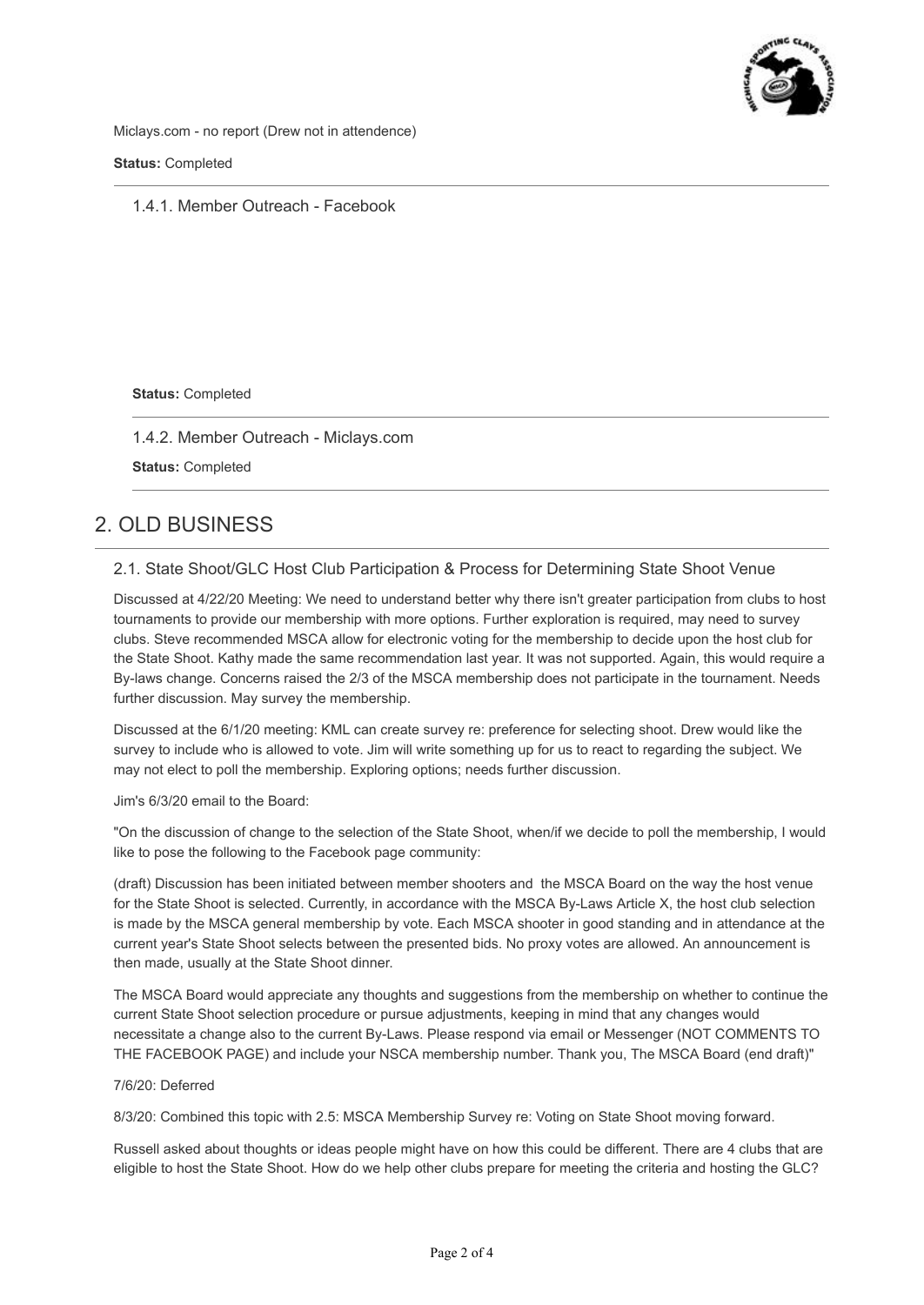Miclays.com - no report (Drew not in attendence)

**Status:** Completed

### 1.4.1. Member Outreach - Facebook

**Status:** Completed

### 1.4.2. Member Outreach - Miclays.com

**Status:** Completed

## 2. OLD BUSINESS

### 2.1. State Shoot/GLC Host Club Participation & Process for Determining State Shoot Venue

Discussed at 4/22/20 Meeting: We need to understand better why there isn't greater participation from clubs to host tournaments to provide our membership with more options. Further exploration is required, may need to survey clubs. Steve recommended MSCA allow for electronic voting for the membership to decide upon the host club for the State Shoot. Kathy made the same recommendation last year. It was not supported. Again, this would require a By-laws change. Concerns raised the 2/3 of the MSCA membership does not participate in the tournament. Needs further discussion. May survey the membership.

Discussed at the 6/1/20 meeting: KML can create survey re: preference for selecting shoot. Drew would like the survey to include who is allowed to vote. Jim will write something up for us to react to regarding the subject. We may not elect to poll the membership. Exploring options; needs further discussion.

Jim's 6/3/20 email to the Board:

"On the discussion of change to the selection of the State Shoot, when/if we decide to poll the membership, I would like to pose the following to the Facebook page community:

(draft) Discussion has been initiated between member shooters and the MSCA Board on the way the host venue for the State Shoot is selected. Currently, in accordance with the MSCA By-Laws Article X, the host club selection is made by the MSCA general membership by vote. Each MSCA shooter in good standing and in attendance at the current year's State Shoot selects between the presented bids. No proxy votes are allowed. An announcement is then made, usually at the State Shoot dinner.

The MSCA Board would appreciate any thoughts and suggestions from the membership on whether to continue the current State Shoot selection procedure or pursue adjustments, keeping in mind that any changes would necessitate a change also to the current By-Laws. Please respond via email or Messenger (NOT COMMENTS TO THE FACEBOOK PAGE) and include your NSCA membership number. Thank you, The MSCA Board (end draft)"

7/6/20: Deferred

8/3/20: Combined this topic with 2.5: MSCA Membership Survey re: Voting on State Shoot moving forward.

Russell asked about thoughts or ideas people might have on how this could be different. There are 4 clubs that are eligible to host the State Shoot. How do we help other clubs prepare for meeting the criteria and hosting the GLC?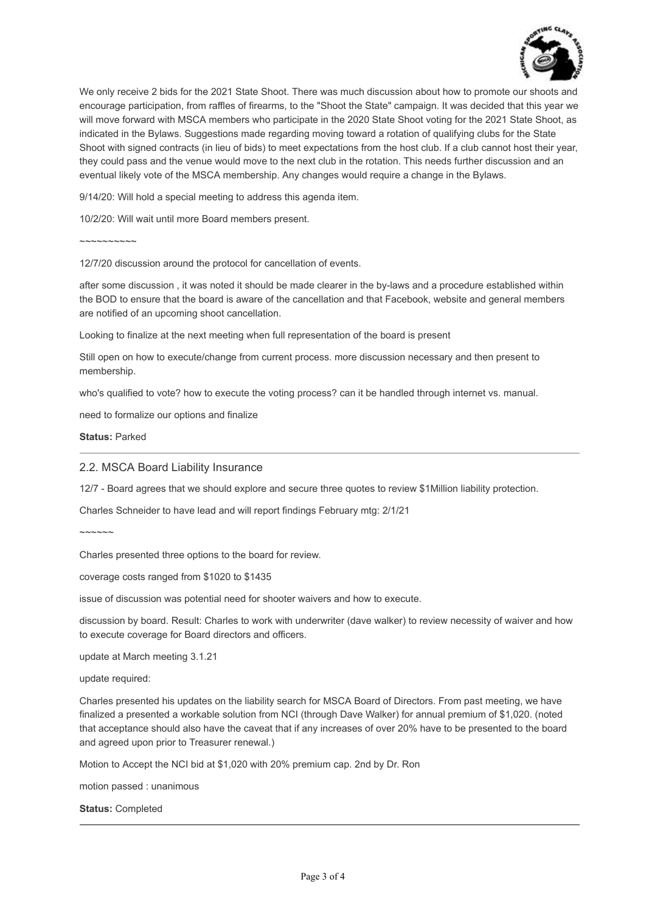We only receive 2 bids for the 2021 State Shoot. There was much discussion about how to promote our shoots and encourage participation, from raffles of firearms, to the "Shoot the State" campaign. It was decided that this year we will move forward with MSCA members who participate in the 2020 State Shoot voting for the 2021 State Shoot, as indicated in the Bylaws. Suggestions made regarding moving toward a rotation of qualifying clubs for the State Shoot with signed contracts (in lieu of bids) to meet expectations from the host club. If a club cannot host their year, they could pass and the venue would move to the next club in the rotation. This needs further discussion and an eventual likely vote of the MSCA membership. Any changes would require a change in the Bylaws.

9/14/20: Will hold a special meeting to address this agenda item.

10/2/20: Will wait until more Board members present.

~~~~~~~~~~

12/7/20 discussion around the protocol for cancellation of events.

after some discussion , it was noted it should be made clearer in the by-laws and a procedure established within the BOD to ensure that the board is aware of the cancellation and that Facebook, website and general members are notified of an upcoming shoot cancellation.

Looking to finalize at the next meeting when full representation of the board is present

Still open on how to execute/change from current process. more discussion necessary and then present to membership.

who's qualified to vote? how to execute the voting process? can it be handled through internet vs. manual.

need to formalize our options and finalize

**Status:** Parked

---

## 2.2. MSCA Board Liability Insurance

12/7 - Board agrees that we should explore and secure three quotes to review $1Million liability protection.

Charles Schneider to have lead and will report findings February mtg: 2/1/21

~~~~~~

Charles presented three options to the board for review.

coverage costs ranged from $1020 to $1435

issue of discussion was potential need for shooter waivers and how to execute.

discussion by board. Result: Charles to work with underwriter (dave walker) to review necessity of waiver and how to execute coverage for Board directors and officers.

update at March meeting 3.1.21

update required:

Charles presented his updates on the liability search for MSCA Board of Directors. From past meeting, we have finalized a presented a workable solution from NCI (through Dave Walker) for annual premium of $1,020. (noted that acceptance should also have the caveat that if any increases of over 20% have to be presented to the board and agreed upon prior to Treasurer renewal.)

Motion to Accept the NCI bid at $1,020 with 20% premium cap. 2nd by Dr. Ron

motion passed : unanimous

**Status:** Completed

---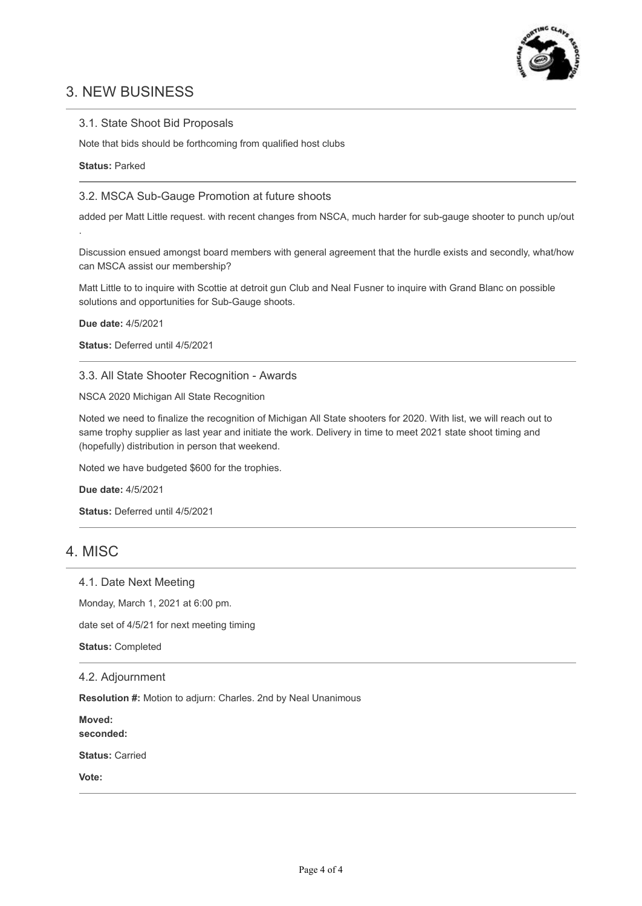## 3. NEW BUSINESS

### 3.1. State Shoot Bid Proposals

Note that bids should be forthcoming from qualified host clubs

**Status:** Parked

### 3.2. MSCA Sub-Gauge Promotion at future shoots

added per Matt Little request. with recent changes from NSCA, much harder for sub-gauge shooter to punch up/out

.

Discussion ensued amongst board members with general agreement that the hurdle exists and secondly, what/how can MSCA assist our membership?

Matt Little to to inquire with Scottie at detroit gun Club and Neal Fusner to inquire with Grand Blanc on possible solutions and opportunities for Sub-Gauge shoots.

**Due date:** 4/5/2021

**Status:** Deferred until 4/5/2021

### 3.3. All State Shooter Recognition - Awards

NSCA 2020 Michigan All State Recognition

Noted we need to finalize the recognition of Michigan All State shooters for 2020. With list, we will reach out to same trophy supplier as last year and initiate the work. Delivery in time to meet 2021 state shoot timing and (hopefully) distribution in person that weekend.

Noted we have budgeted $600 for the trophies.

**Due date:** 4/5/2021

**Status:** Deferred until 4/5/2021

## 4. MISC

### 4.1. Date Next Meeting

Monday, March 1, 2021 at 6:00 pm.

date set of 4/5/21 for next meeting timing

**Status:** Completed

### 4.2. Adjournment

**Resolution #:** Motion to adjurn: Charles. 2nd by Neal Unanimous

**Moved:**
**seconded:**

**Status:** Carried

**Vote:**